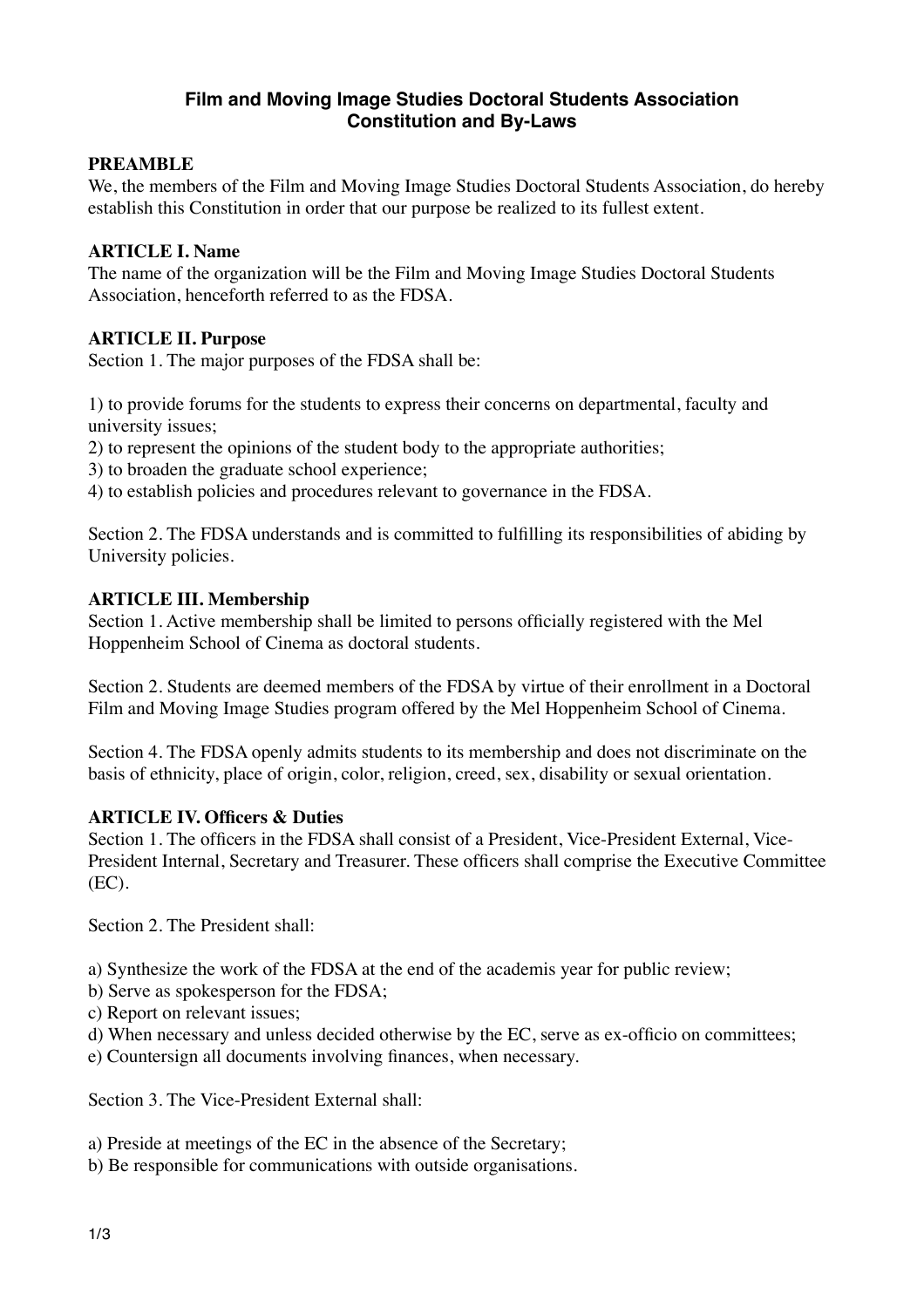# Film and Moving Image Studies Doctoral Students Association Constitution and By-Laws

## PREAMBLE

We, the members of the Film and Moving Image Studies Doctoral Students Association, do hereby establish this Constitution in order that our purpose be realized to its fullest extent.

## ARTICLE I. Name

The name of the organization will be the Film and Moving Image Studies Doctoral Students Association, henceforth referred to as the FDSA.

## ARTICLE II. Purpose

Section 1. The major purposes of the FDSA shall be:

1) to provide forums for the students to express their concerns on departmental, faculty and university issues;
2) to represent the opinions of the student body to the appropriate authorities;
3) to broaden the graduate school experience;
4) to establish policies and procedures relevant to governance in the FDSA.

Section 2. The FDSA understands and is committed to fulfilling its responsibilities of abiding by University policies.

## ARTICLE III. Membership

Section 1. Active membership shall be limited to persons officially registered with the Mel Hoppenheim School of Cinema as doctoral students.

Section 2. Students are deemed members of the FDSA by virtue of their enrollment in a Doctoral Film and Moving Image Studies program offered by the Mel Hoppenheim School of Cinema.

Section 4. The FDSA openly admits students to its membership and does not discriminate on the basis of ethnicity, place of origin, color, religion, creed, sex, disability or sexual orientation.

## ARTICLE IV. Officers & Duties

Section 1. The officers in the FDSA shall consist of a President, Vice-President External, Vice-President Internal, Secretary and Treasurer. These officers shall comprise the Executive Committee (EC).

Section 2. The President shall:

a) Synthesize the work of the FDSA at the end of the academis year for public review;
b) Serve as spokesperson for the FDSA;
c) Report on relevant issues;
d) When necessary and unless decided otherwise by the EC, serve as ex-officio on committees;
e) Countersign all documents involving finances, when necessary.

Section 3. The Vice-President External shall:

a) Preside at meetings of the EC in the absence of the Secretary;
b) Be responsible for communications with outside organisations.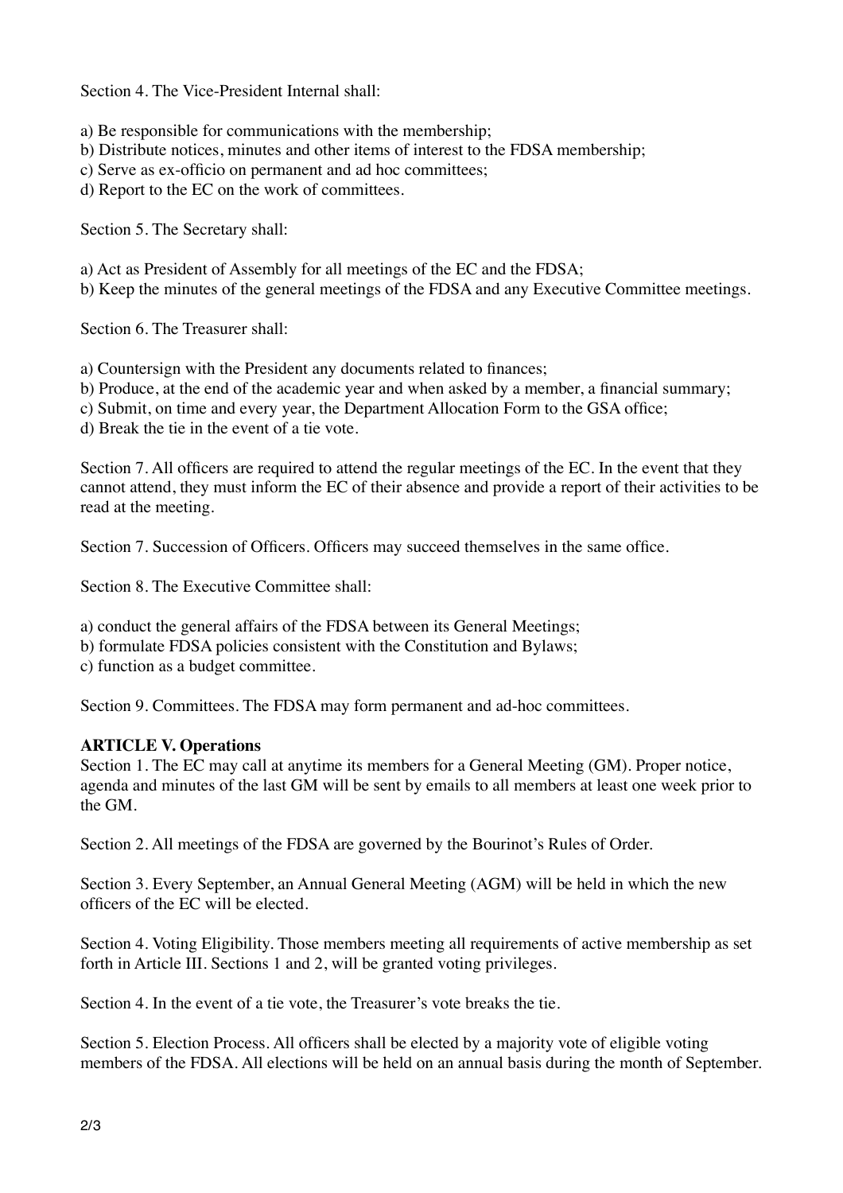Section 4. The Vice-President Internal shall:

a) Be responsible for communications with the membership;
b) Distribute notices, minutes and other items of interest to the FDSA membership;
c) Serve as ex-officio on permanent and ad hoc committees;
d) Report to the EC on the work of committees.

Section 5. The Secretary shall:

a) Act as President of Assembly for all meetings of the EC and the FDSA;
b) Keep the minutes of the general meetings of the FDSA and any Executive Committee meetings.

Section 6. The Treasurer shall:

a) Countersign with the President any documents related to finances;
b) Produce, at the end of the academic year and when asked by a member, a financial summary;
c) Submit, on time and every year, the Department Allocation Form to the GSA office;
d) Break the tie in the event of a tie vote.

Section 7. All officers are required to attend the regular meetings of the EC. In the event that they cannot attend, they must inform the EC of their absence and provide a report of their activities to be read at the meeting.

Section 7. Succession of Officers. Officers may succeed themselves in the same office.

Section 8. The Executive Committee shall:

a) conduct the general affairs of the FDSA between its General Meetings;
b) formulate FDSA policies consistent with the Constitution and Bylaws;
c) function as a budget committee.

Section 9. Committees. The FDSA may form permanent and ad-hoc committees.

**ARTICLE V. Operations**

Section 1. The EC may call at anytime its members for a General Meeting (GM). Proper notice, agenda and minutes of the last GM will be sent by emails to all members at least one week prior to the GM.

Section 2. All meetings of the FDSA are governed by the Bourinot's Rules of Order.

Section 3. Every September, an Annual General Meeting (AGM) will be held in which the new officers of the EC will be elected.

Section 4. Voting Eligibility. Those members meeting all requirements of active membership as set forth in Article III. Sections 1 and 2, will be granted voting privileges.

Section 4. In the event of a tie vote, the Treasurer's vote breaks the tie.

Section 5. Election Process. All officers shall be elected by a majority vote of eligible voting members of the FDSA. All elections will be held on an annual basis during the month of September.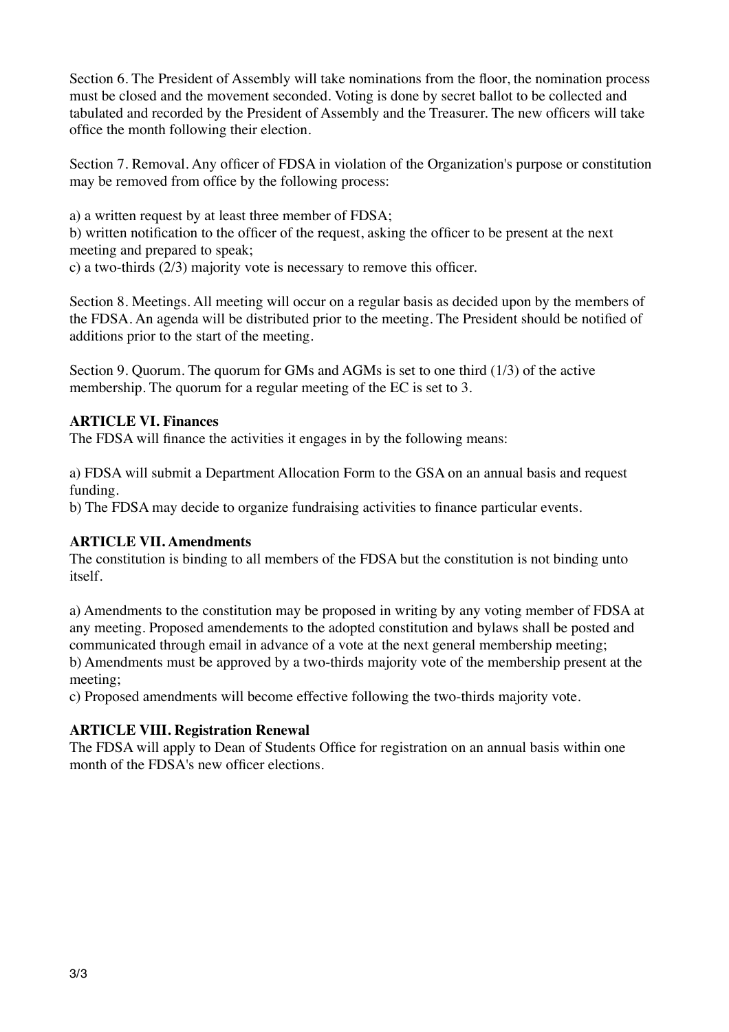Section 6. The President of Assembly will take nominations from the floor, the nomination process must be closed and the movement seconded. Voting is done by secret ballot to be collected and tabulated and recorded by the President of Assembly and the Treasurer. The new officers will take office the month following their election.

Section 7. Removal. Any officer of FDSA in violation of the Organization's purpose or constitution may be removed from office by the following process:

a) a written request by at least three member of FDSA;
b) written notification to the officer of the request, asking the officer to be present at the next meeting and prepared to speak;
c) a two-thirds (2/3) majority vote is necessary to remove this officer.

Section 8. Meetings. All meeting will occur on a regular basis as decided upon by the members of the FDSA. An agenda will be distributed prior to the meeting. The President should be notified of additions prior to the start of the meeting.

Section 9. Quorum. The quorum for GMs and AGMs is set to one third (1/3) of the active membership. The quorum for a regular meeting of the EC is set to 3.

**ARTICLE VI. Finances**
The FDSA will finance the activities it engages in by the following means:

a) FDSA will submit a Department Allocation Form to the GSA on an annual basis and request funding.
b) The FDSA may decide to organize fundraising activities to finance particular events.

**ARTICLE VII. Amendments**
The constitution is binding to all members of the FDSA but the constitution is not binding unto itself.

a) Amendments to the constitution may be proposed in writing by any voting member of FDSA at any meeting. Proposed amendements to the adopted constitution and bylaws shall be posted and communicated through email in advance of a vote at the next general membership meeting;
b) Amendments must be approved by a two-thirds majority vote of the membership present at the meeting;
c) Proposed amendments will become effective following the two-thirds majority vote.

**ARTICLE VIII. Registration Renewal**
The FDSA will apply to Dean of Students Office for registration on an annual basis within one month of the FDSA's new officer elections.